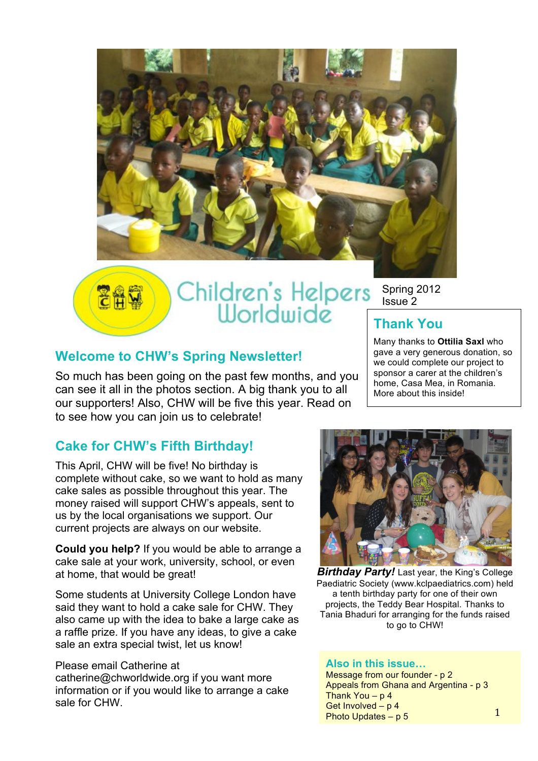# Children's Helpers Worldwide

Spring 2012
Issue 2

## Thank You

Many thanks to **Ottilia Saxl** who gave a very generous donation, so we could complete our project to sponsor a carer at the children's home, Casa Mea, in Romania. More about this inside!

## Welcome to CHW's Spring Newsletter!

So much has been going on the past few months, and you can see it all in the photos section. A big thank you to all our supporters! Also, CHW will be five this year. Read on to see how you can join us to celebrate!

## Cake for CHW's Fifth Birthday!

This April, CHW will be five! No birthday is complete without cake, so we want to hold as many cake sales as possible throughout this year. The money raised will support CHW's appeals, sent to us by the local organisations we support. Our current projects are always on our website.

**Could you help?** If you would be able to arrange a cake sale at your work, university, school, or even at home, that would be great!

Some students at University College London have said they want to hold a cake sale for CHW. They also came up with the idea to bake a large cake as a raffle prize. If you have any ideas, to give a cake sale an extra special twist, let us know!

Please email Catherine at catherine@chworldwide.org if you want more information or if you would like to arrange a cake sale for CHW.

***Birthday Party!*** Last year, the King's College Paediatric Society (www.kclpaediatrics.com) held a tenth birthday party for one of their own projects, the Teddy Bear Hospital. Thanks to Tania Bhaduri for arranging for the funds raised to go to CHW!

### Also in this issue…

- Message from our founder - p 2
- Appeals from Ghana and Argentina - p 3
- Thank You – p 4
- Get Involved – p 4
- Photo Updates – p 5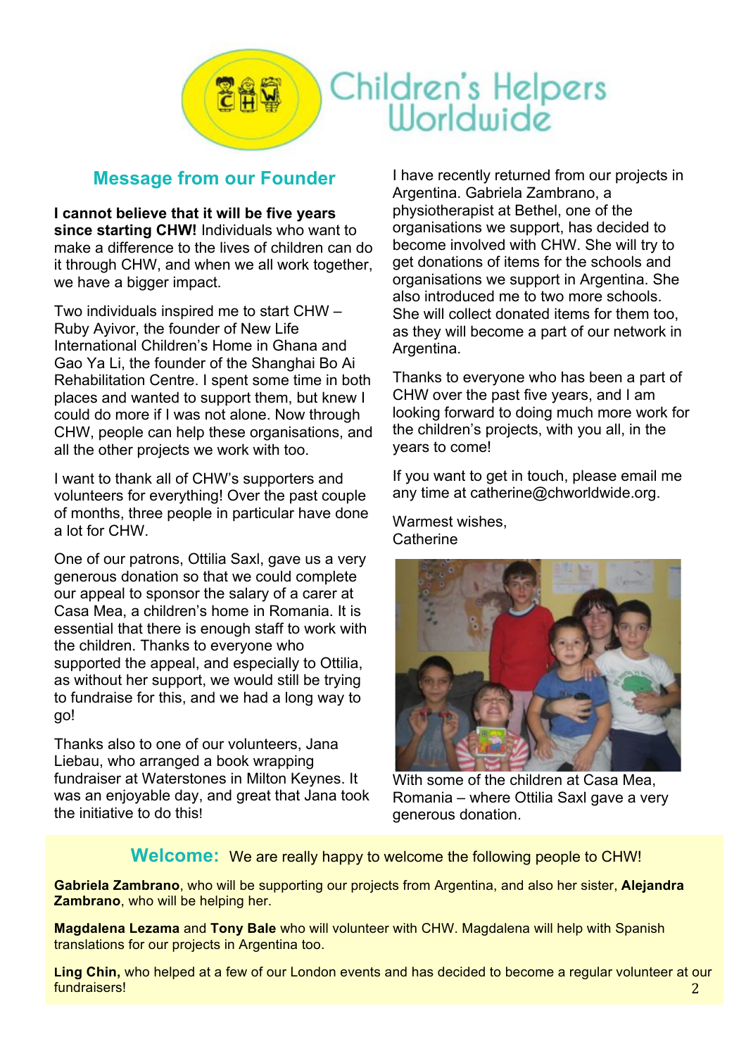# Children's Helpers Worldwide

## Message from our Founder

**I cannot believe that it will be five years since starting CHW!** Individuals who want to make a difference to the lives of children can do it through CHW, and when we all work together, we have a bigger impact.

Two individuals inspired me to start CHW – Ruby Ayivor, the founder of New Life International Children's Home in Ghana and Gao Ya Li, the founder of the Shanghai Bo Ai Rehabilitation Centre. I spent some time in both places and wanted to support them, but knew I could do more if I was not alone. Now through CHW, people can help these organisations, and all the other projects we work with too.

I want to thank all of CHW's supporters and volunteers for everything! Over the past couple of months, three people in particular have done a lot for CHW.

One of our patrons, Ottilia Saxl, gave us a very generous donation so that we could complete our appeal to sponsor the salary of a carer at Casa Mea, a children's home in Romania. It is essential that there is enough staff to work with the children. Thanks to everyone who supported the appeal, and especially to Ottilia, as without her support, we would still be trying to fundraise for this, and we had a long way to go!

Thanks also to one of our volunteers, Jana Liebau, who arranged a book wrapping fundraiser at Waterstones in Milton Keynes. It was an enjoyable day, and great that Jana took the initiative to do this!

I have recently returned from our projects in Argentina. Gabriela Zambrano, a physiotherapist at Bethel, one of the organisations we support, has decided to become involved with CHW. She will try to get donations of items for the schools and organisations we support in Argentina. She also introduced me to two more schools. She will collect donated items for them too, as they will become a part of our network in Argentina.

Thanks to everyone who has been a part of CHW over the past five years, and I am looking forward to doing much more work for the children's projects, with you all, in the years to come!

If you want to get in touch, please email me any time at catherine@chworldwide.org.

Warmest wishes,
Catherine

With some of the children at Casa Mea, Romania – where Ottilia Saxl gave a very generous donation.

## Welcome: We are really happy to welcome the following people to CHW!

**Gabriela Zambrano**, who will be supporting our projects from Argentina, and also her sister, **Alejandra Zambrano**, who will be helping her.

**Magdalena Lezama** and **Tony Bale** who will volunteer with CHW. Magdalena will help with Spanish translations for our projects in Argentina too.

**Ling Chin,** who helped at a few of our London events and has decided to become a regular volunteer at our fundraisers!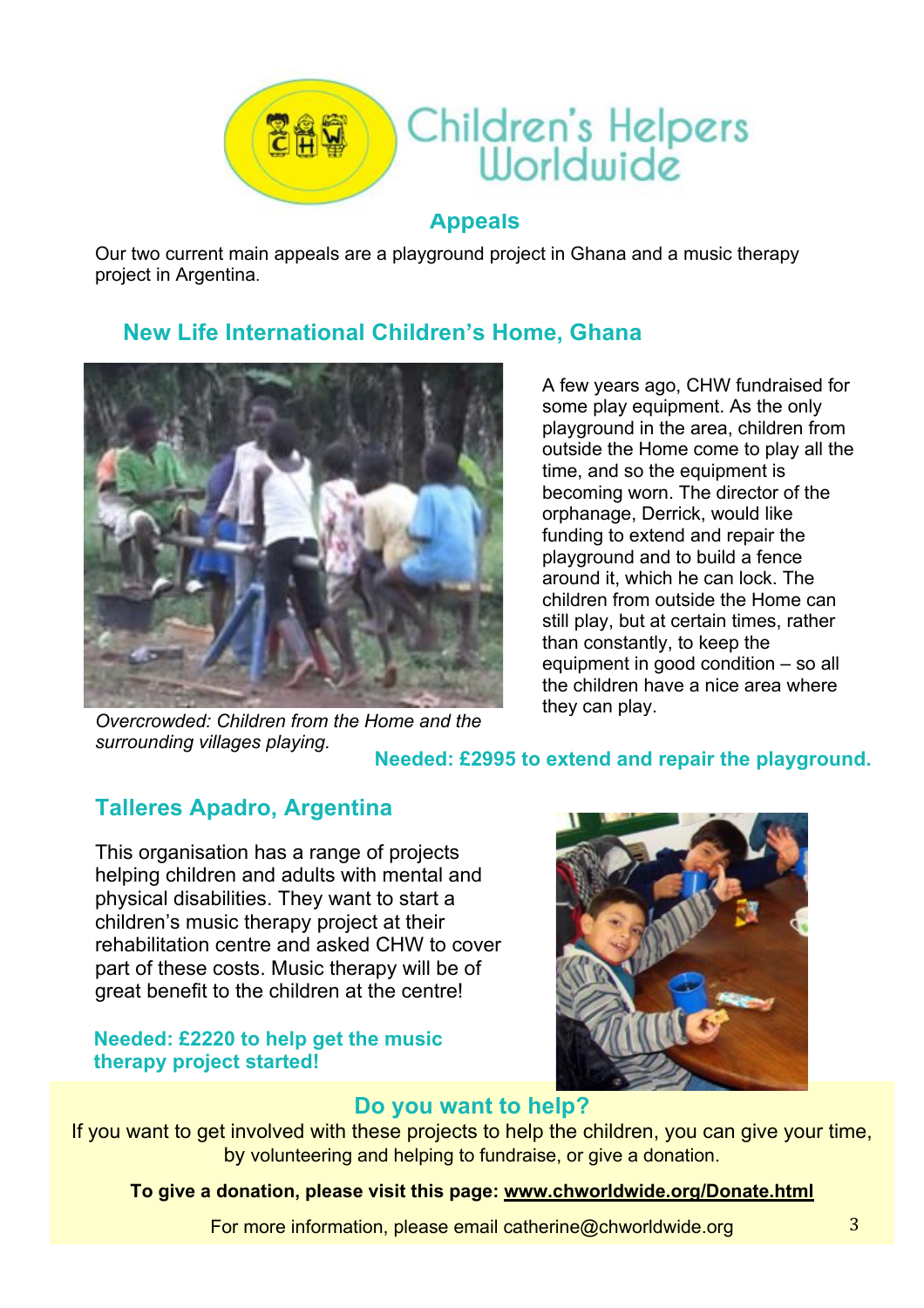Children's Helpers Worldwide

## Appeals

Our two current main appeals are a playground project in Ghana and a music therapy project in Argentina.

### New Life International Children's Home, Ghana

A few years ago, CHW fundraised for some play equipment. As the only playground in the area, children from outside the Home come to play all the time, and so the equipment is becoming worn. The director of the orphanage, Derrick, would like funding to extend and repair the playground and to build a fence around it, which he can lock. The children from outside the Home can still play, but at certain times, rather than constantly, to keep the equipment in good condition – so all the children have a nice area where they can play.

*Overcrowded: Children from the Home and the surrounding villages playing.*

**Needed: £2995 to extend and repair the playground.**

### Talleres Apadro, Argentina

This organisation has a range of projects helping children and adults with mental and physical disabilities. They want to start a children's music therapy project at their rehabilitation centre and asked CHW to cover part of these costs. Music therapy will be of great benefit to the children at the centre!

**Needed: £2220 to help get the music therapy project started!**

### Do you want to help?

If you want to get involved with these projects to help the children, you can give your time, by volunteering and helping to fundraise, or give a donation.

**To give a donation, please visit this page: www.chworldwide.org/Donate.html**

For more information, please email catherine@chworldwide.org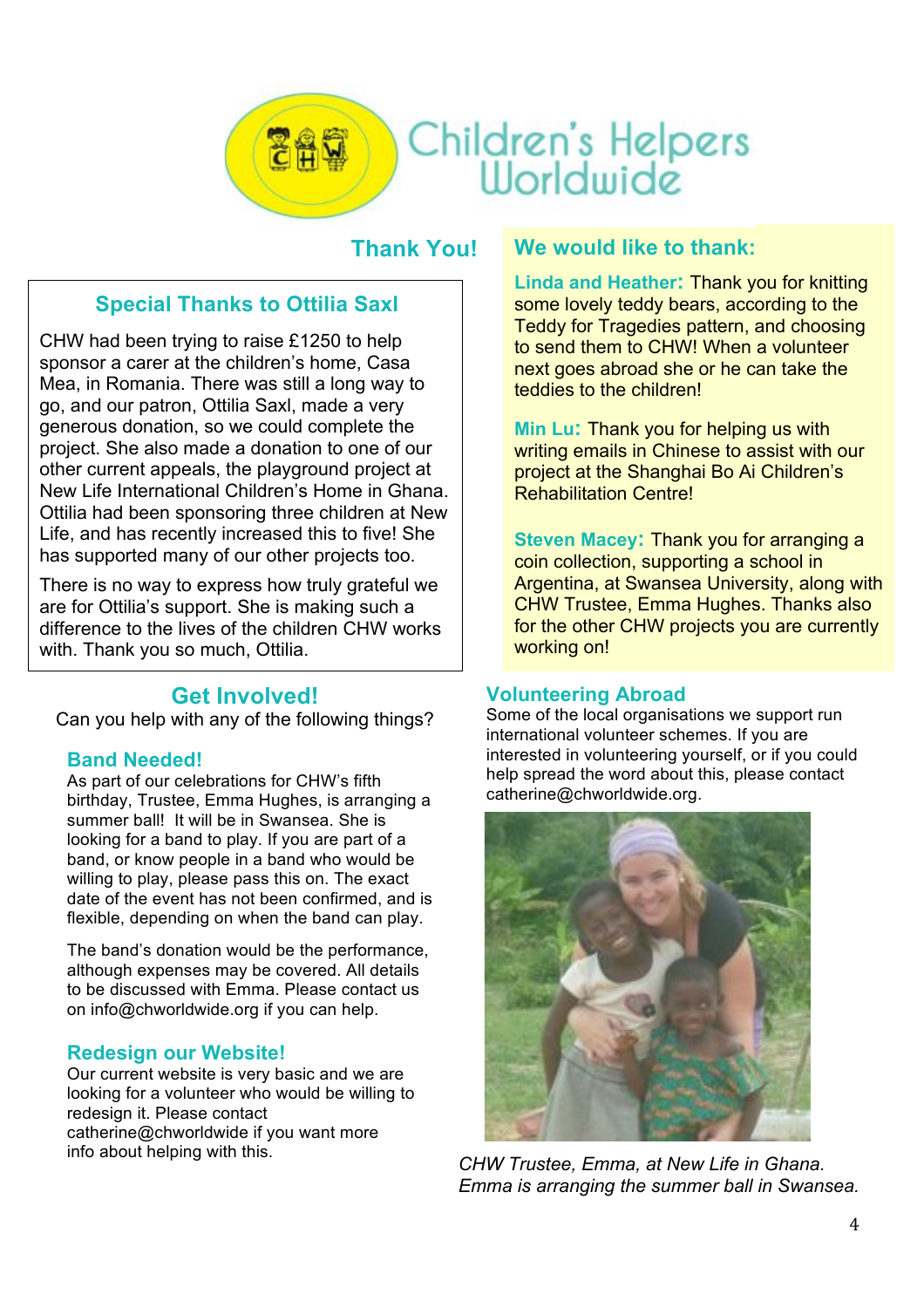Children's Helpers Worldwide

## Thank You!

### Special Thanks to Ottilia Saxl

CHW had been trying to raise £1250 to help sponsor a carer at the children's home, Casa Mea, in Romania. There was still a long way to go, and our patron, Ottilia Saxl, made a very generous donation, so we could complete the project. She also made a donation to one of our other current appeals, the playground project at New Life International Children's Home in Ghana. Ottilia had been sponsoring three children at New Life, and has recently increased this to five! She has supported many of our other projects too.

There is no way to express how truly grateful we are for Ottilia's support. She is making such a difference to the lives of the children CHW works with. Thank you so much, Ottilia.

## We would like to thank:

**Linda and Heather:** Thank you for knitting some lovely teddy bears, according to the Teddy for Tragedies pattern, and choosing to send them to CHW! When a volunteer next goes abroad she or he can take the teddies to the children!

**Min Lu:** Thank you for helping us with writing emails in Chinese to assist with our project at the Shanghai Bo Ai Children's Rehabilitation Centre!

**Steven Macey:** Thank you for arranging a coin collection, supporting a school in Argentina, at Swansea University, along with CHW Trustee, Emma Hughes. Thanks also for the other CHW projects you are currently working on!

## Get Involved!

Can you help with any of the following things?

### Band Needed!

As part of our celebrations for CHW's fifth birthday, Trustee, Emma Hughes, is arranging a summer ball! It will be in Swansea. She is looking for a band to play. If you are part of a band, or know people in a band who would be willing to play, please pass this on. The exact date of the event has not been confirmed, and is flexible, depending on when the band can play.

The band's donation would be the performance, although expenses may be covered. All details to be discussed with Emma. Please contact us on info@chworldwide.org if you can help.

### Redesign our Website!

Our current website is very basic and we are looking for a volunteer who would be willing to redesign it. Please contact catherine@chworldwide if you want more info about helping with this.

### Volunteering Abroad

Some of the local organisations we support run international volunteer schemes. If you are interested in volunteering yourself, or if you could help spread the word about this, please contact catherine@chworldwide.org.

*CHW Trustee, Emma, at New Life in Ghana. Emma is arranging the summer ball in Swansea.*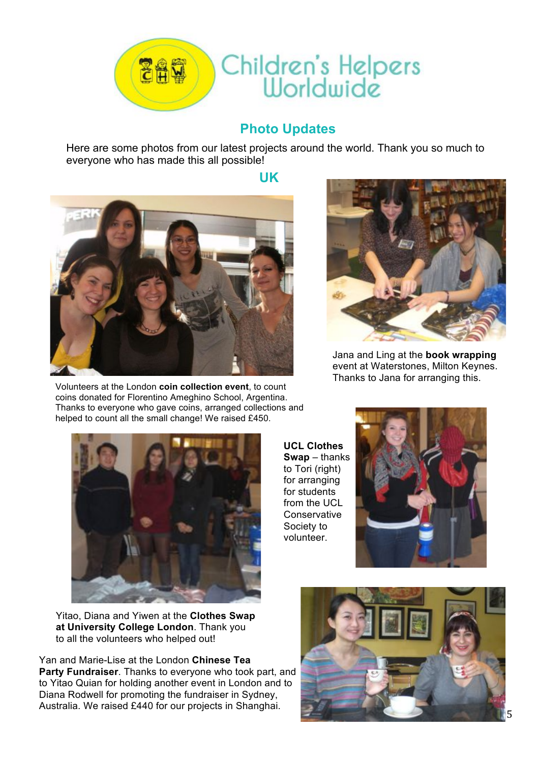# Children's Helpers Worldwide

## Photo Updates

Here are some photos from our latest projects around the world. Thank you so much to everyone who has made this all possible!

### UK

Volunteers at the London **coin collection event**, to count coins donated for Florentino Ameghino School, Argentina. Thanks to everyone who gave coins, arranged collections and helped to count all the small change! We raised £450.

Jana and Ling at the **book wrapping** event at Waterstones, Milton Keynes. Thanks to Jana for arranging this.

Yitao, Diana and Yiwen at the **Clothes Swap at University College London**. Thank you to all the volunteers who helped out!

**UCL Clothes Swap** – thanks to Tori (right) for arranging for students from the UCL Conservative Society to volunteer.

Yan and Marie-Lise at the London **Chinese Tea Party Fundraiser**. Thanks to everyone who took part, and to Yitao Quian for holding another event in London and to Diana Rodwell for promoting the fundraiser in Sydney, Australia. We raised £440 for our projects in Shanghai.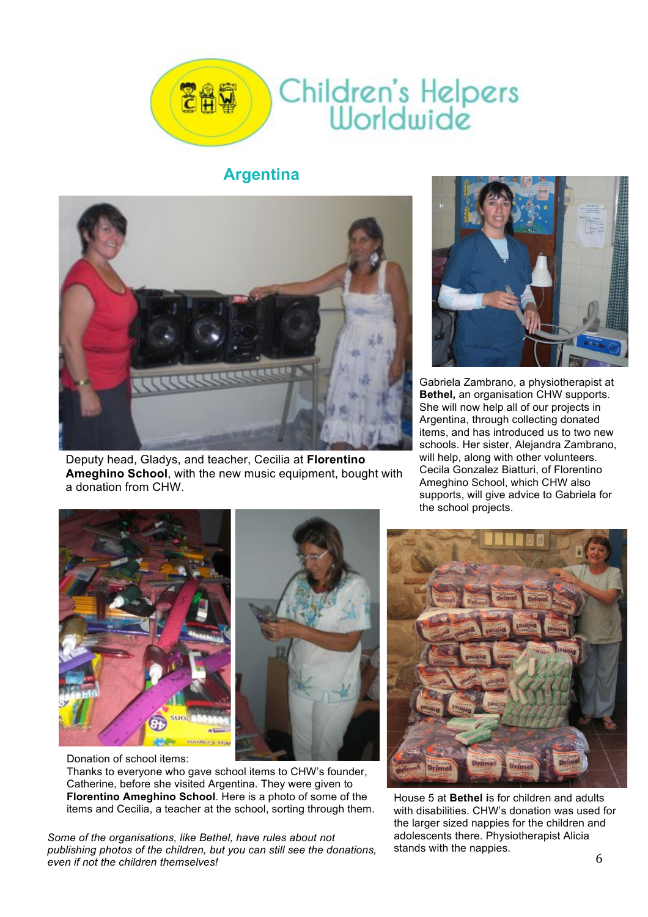Children's Helpers Worldwide

## Argentina

Deputy head, Gladys, and teacher, Cecilia at **Florentino Ameghino School**, with the new music equipment, bought with a donation from CHW.

Gabriela Zambrano, a physiotherapist at **Bethel,** an organisation CHW supports. She will now help all of our projects in Argentina, through collecting donated items, and has introduced us to two new schools. Her sister, Alejandra Zambrano, will help, along with other volunteers. Cecila Gonzalez Biatturi, of Florentino Ameghino School, which CHW also supports, will give advice to Gabriela for the school projects.

Donation of school items:
Thanks to everyone who gave school items to CHW's founder, Catherine, before she visited Argentina. They were given to **Florentino Ameghino School**. Here is a photo of some of the items and Cecilia, a teacher at the school, sorting through them.

House 5 at **Bethel is** for children and adults with disabilities. CHW's donation was used for the larger sized nappies for the children and adolescents there. Physiotherapist Alicia stands with the nappies.

*Some of the organisations, like Bethel, have rules about not publishing photos of the children, but you can still see the donations, even if not the children themselves!*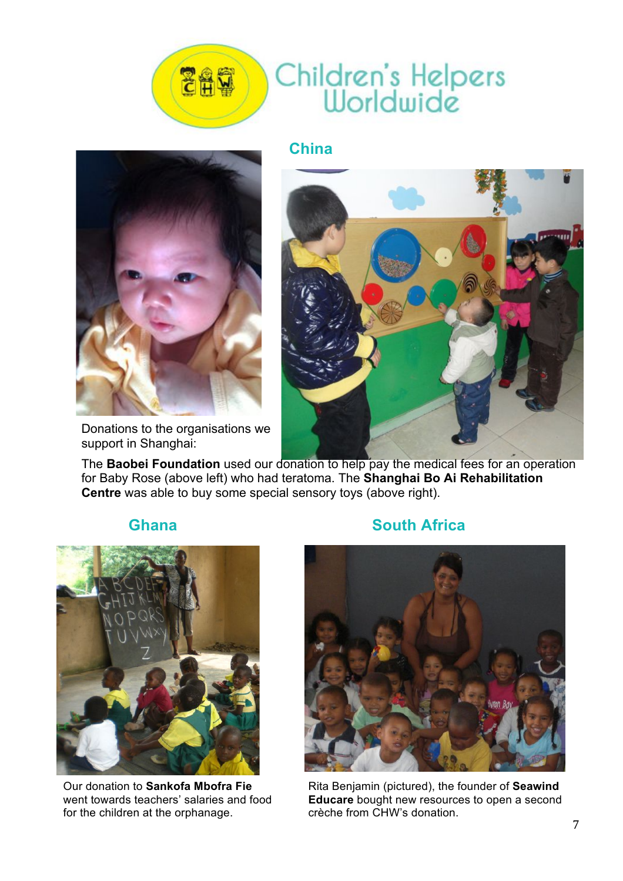Children's Helpers Worldwide

## China

Donations to the organisations we support in Shanghai:

The **Baobei Foundation** used our donation to help pay the medical fees for an operation for Baby Rose (above left) who had teratoma. The **Shanghai Bo Ai Rehabilitation Centre** was able to buy some special sensory toys (above right).

## Ghana

Our donation to **Sankofa Mbofra Fie** went towards teachers' salaries and food for the children at the orphanage.

## South Africa

Rita Benjamin (pictured), the founder of **Seawind Educare** bought new resources to open a second crèche from CHW's donation.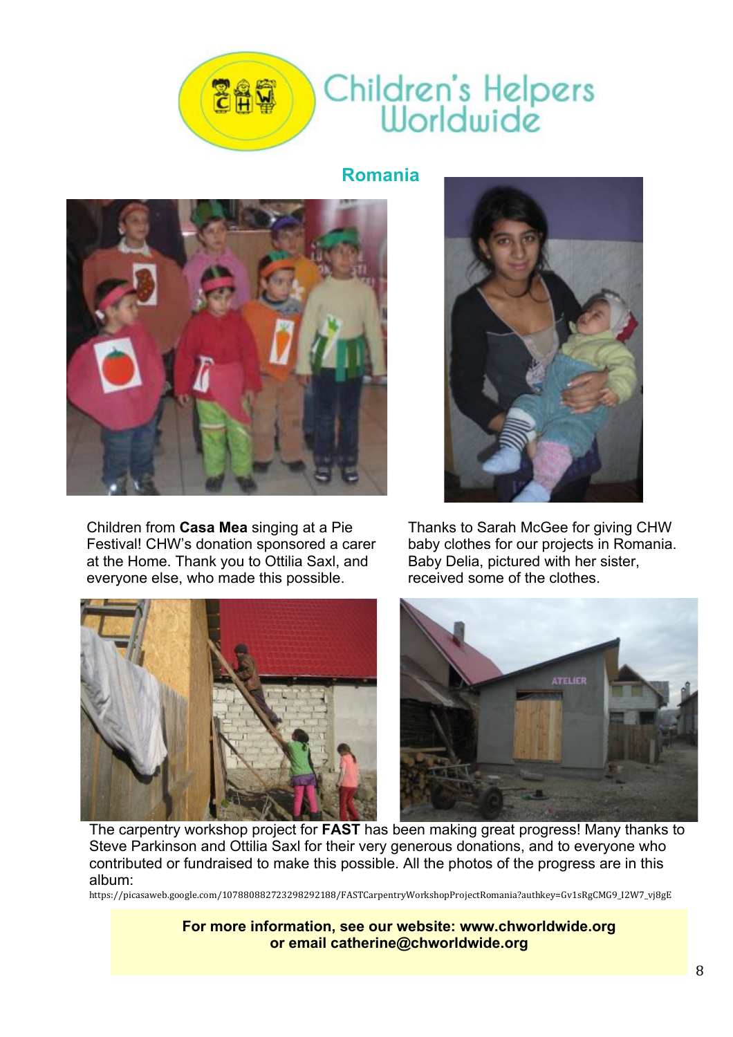Children's Helpers Worldwide

## Romania

Children from **Casa Mea** singing at a Pie Festival! CHW's donation sponsored a carer at the Home. Thank you to Ottilia Saxl, and everyone else, who made this possible.

Thanks to Sarah McGee for giving CHW baby clothes for our projects in Romania. Baby Delia, pictured with her sister, received some of the clothes.

The carpentry workshop project for **FAST** has been making great progress! Many thanks to Steve Parkinson and Ottilia Saxl for their very generous donations, and to everyone who contributed or fundraised to make this possible. All the photos of the progress are in this album:

https://picasaweb.google.com/107880882723298292188/FASTCarpentryWorkshopProjectRomania?authkey=Gv1sRgCMG9_I2W7_vj8gE

**For more information, see our website: www.chworldwide.org or email catherine@chworldwide.org**